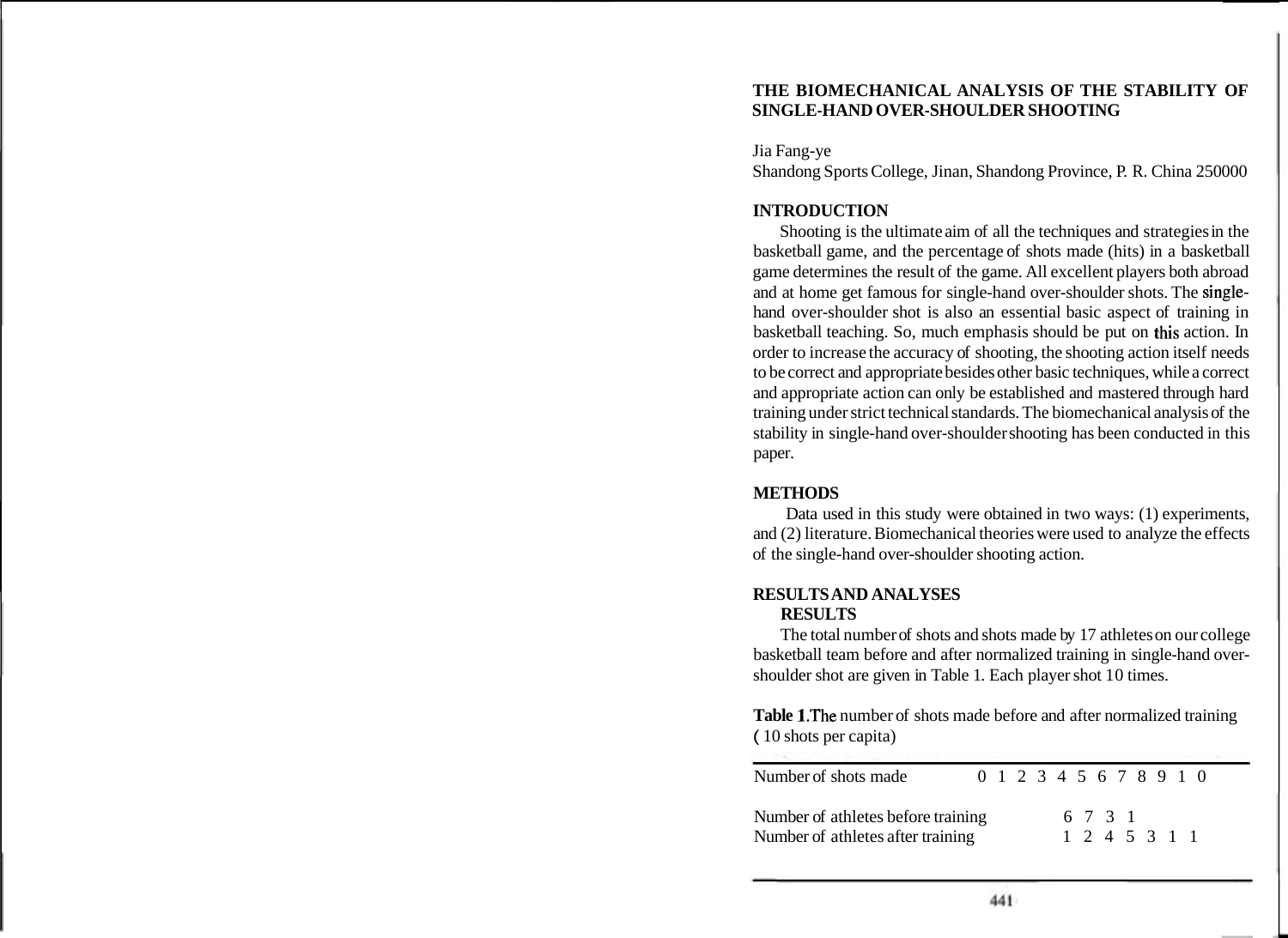# THE BIOMECHANICAL ANALYSIS OF THE STABILITY OF SINGLE-HAND OVER-SHOULDER SHOOTING

Jia Fang-ye
Shandong Sports College, Jinan, Shandong Province, P. R. China 250000

## INTRODUCTION

Shooting is the ultimate aim of all the techniques and strategies in the basketball game, and the percentage of shots made (hits) in a basketball game determines the result of the game. All excellent players both abroad and at home get famous for single-hand over-shoulder shots. The single-hand over-shoulder shot is also an essential basic aspect of training in basketball teaching. So, much emphasis should be put on this action. In order to increase the accuracy of shooting, the shooting action itself needs to be correct and appropriate besides other basic techniques, while a correct and appropriate action can only be established and mastered through hard training under strict technical standards. The biomechanical analysis of the stability in single-hand over-shoulder shooting has been conducted in this paper.

## METHODS

Data used in this study were obtained in two ways: (1) experiments, and (2) literature. Biomechanical theories were used to analyze the effects of the single-hand over-shoulder shooting action.

## RESULTS AND ANALYSES

### RESULTS

The total number of shots and shots made by 17 athletes on our college basketball team before and after normalized training in single-hand over-shoulder shot are given in Table 1. Each player shot 10 times.

**Table 1.** The number of shots made before and after normalized training (10 shots per capita)

| Number of shots made | 0 | 1 | 2 | 3 | 4 | 5 | 6 | 7 | 8 | 9 | 10 |
|---|---|---|---|---|---|---|---|---|---|---|---|
| Number of athletes before training | | | | | 6 | 7 | 3 | 1 | | | |
| Number of athletes after training | | | | | 1 | 2 | 4 | 5 | 3 | 1 | 1 |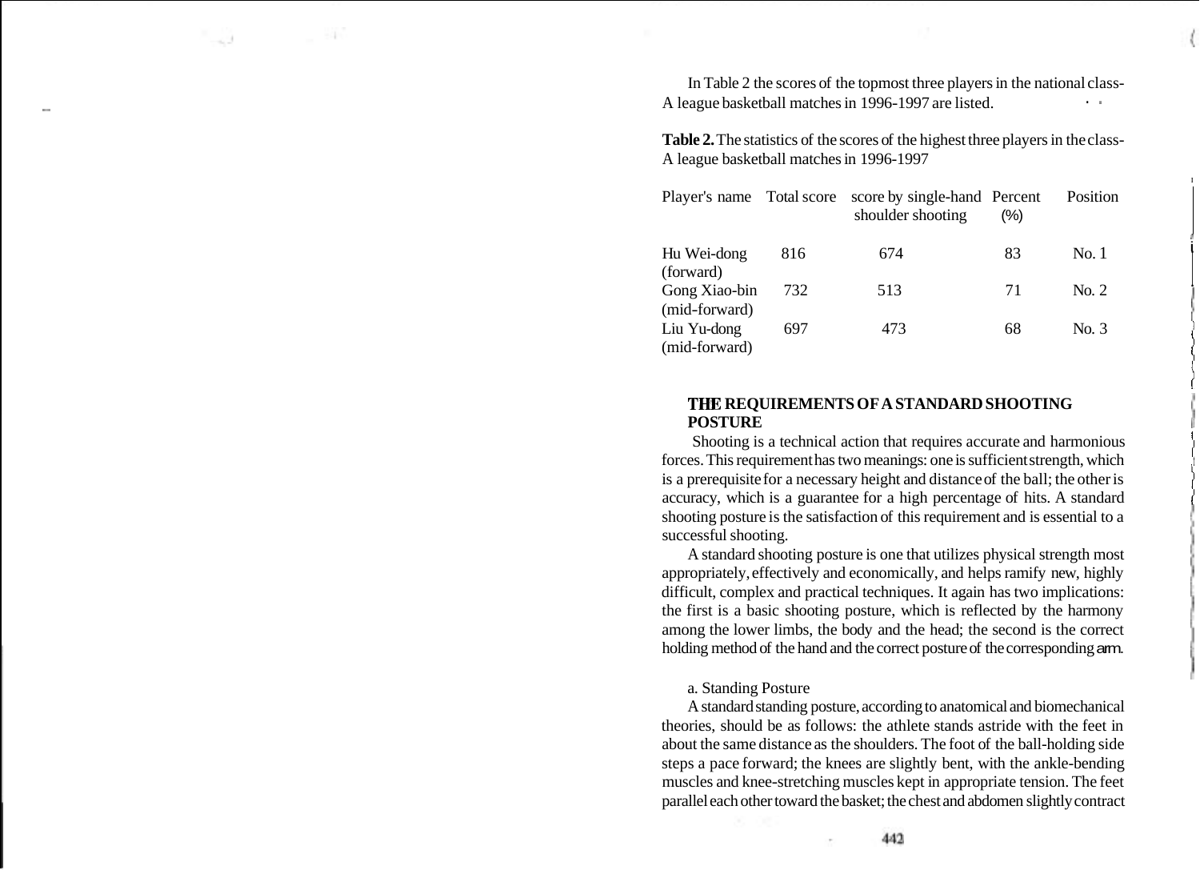In Table 2 the scores of the topmost three players in the national class-A league basketball matches in 1996-1997 are listed.

**Table 2.** The statistics of the scores of the highest three players in the class-A league basketball matches in 1996-1997

| Player's name | Total score | score by single-hand shoulder shooting | Percent (%) | Position |
|---|---|---|---|---|
| Hu Wei-dong (forward) | 816 | 674 | 83 | No. 1 |
| Gong Xiao-bin (mid-forward) | 732 | 513 | 71 | No. 2 |
| Liu Yu-dong (mid-forward) | 697 | 473 | 68 | No. 3 |

## THE REQUIREMENTS OF A STANDARD SHOOTING POSTURE

Shooting is a technical action that requires accurate and harmonious forces. This requirement has two meanings: one is sufficient strength, which is a prerequisite for a necessary height and distance of the ball; the other is accuracy, which is a guarantee for a high percentage of hits. A standard shooting posture is the satisfaction of this requirement and is essential to a successful shooting.

A standard shooting posture is one that utilizes physical strength most appropriately, effectively and economically, and helps ramify new, highly difficult, complex and practical techniques. It again has two implications: the first is a basic shooting posture, which is reflected by the harmony among the lower limbs, the body and the head; the second is the correct holding method of the hand and the correct posture of the corresponding arm.

a. Standing Posture

A standard standing posture, according to anatomical and biomechanical theories, should be as follows: the athlete stands astride with the feet in about the same distance as the shoulders. The foot of the ball-holding side steps a pace forward; the knees are slightly bent, with the ankle-bending muscles and knee-stretching muscles kept in appropriate tension. The feet parallel each other toward the basket; the chest and abdomen slightly contract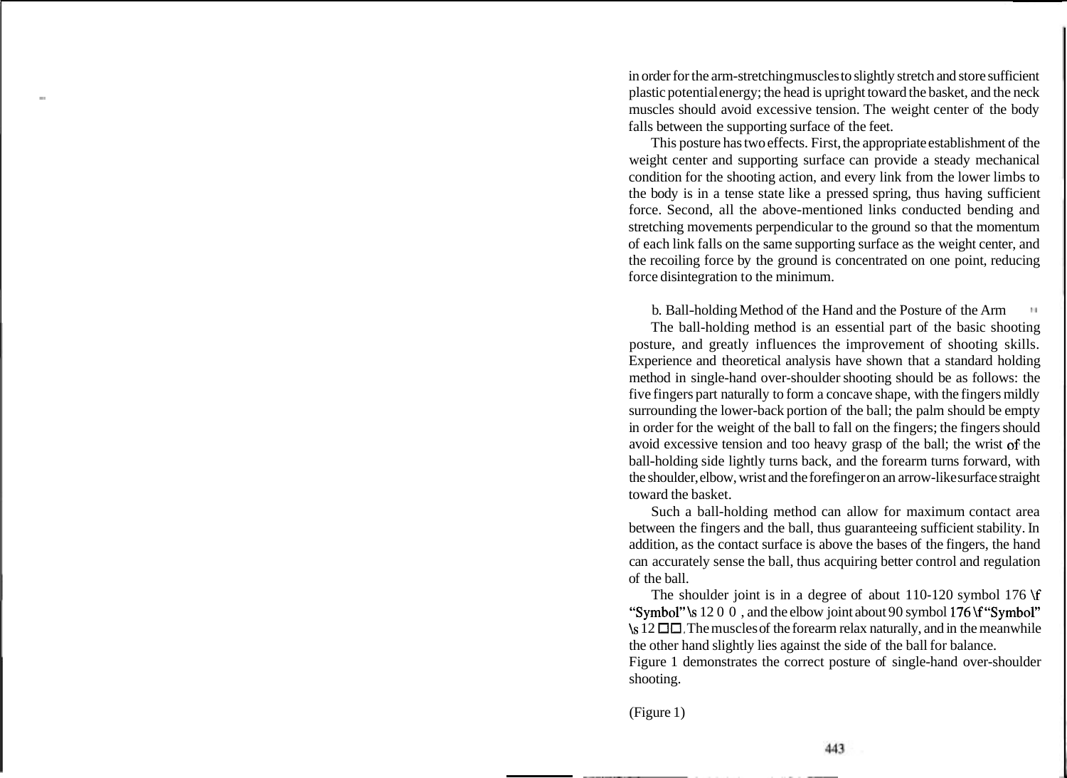in order for the arm-stretching muscles to slightly stretch and store sufficient plastic potential energy; the head is upright toward the basket, and the neck muscles should avoid excessive tension. The weight center of the body falls between the supporting surface of the feet.

This posture has two effects. First, the appropriate establishment of the weight center and supporting surface can provide a steady mechanical condition for the shooting action, and every link from the lower limbs to the body is in a tense state like a pressed spring, thus having sufficient force. Second, all the above-mentioned links conducted bending and stretching movements perpendicular to the ground so that the momentum of each link falls on the same supporting surface as the weight center, and the recoiling force by the ground is concentrated on one point, reducing force disintegration to the minimum.

b. Ball-holding Method of the Hand and the Posture of the Arm

The ball-holding method is an essential part of the basic shooting posture, and greatly influences the improvement of shooting skills. Experience and theoretical analysis have shown that a standard holding method in single-hand over-shoulder shooting should be as follows: the five fingers part naturally to form a concave shape, with the fingers mildly surrounding the lower-back portion of the ball; the palm should be empty in order for the weight of the ball to fall on the fingers; the fingers should avoid excessive tension and too heavy grasp of the ball; the wrist of the ball-holding side lightly turns back, and the forearm turns forward, with the shoulder, elbow, wrist and the forefinger on an arrow-like surface straight toward the basket.

Such a ball-holding method can allow for maximum contact area between the fingers and the ball, thus guaranteeing sufficient stability. In addition, as the contact surface is above the bases of the fingers, the hand can accurately sense the ball, thus acquiring better control and regulation of the ball.

The shoulder joint is in a degree of about 110-120 symbol 176 \f "Symbol" \s 12 0 0 , and the elbow joint about 90 symbol 176 \f "Symbol" \s 12 □□. The muscles of the forearm relax naturally, and in the meanwhile the other hand slightly lies against the side of the ball for balance.

Figure 1 demonstrates the correct posture of single-hand over-shoulder shooting.

(Figure 1)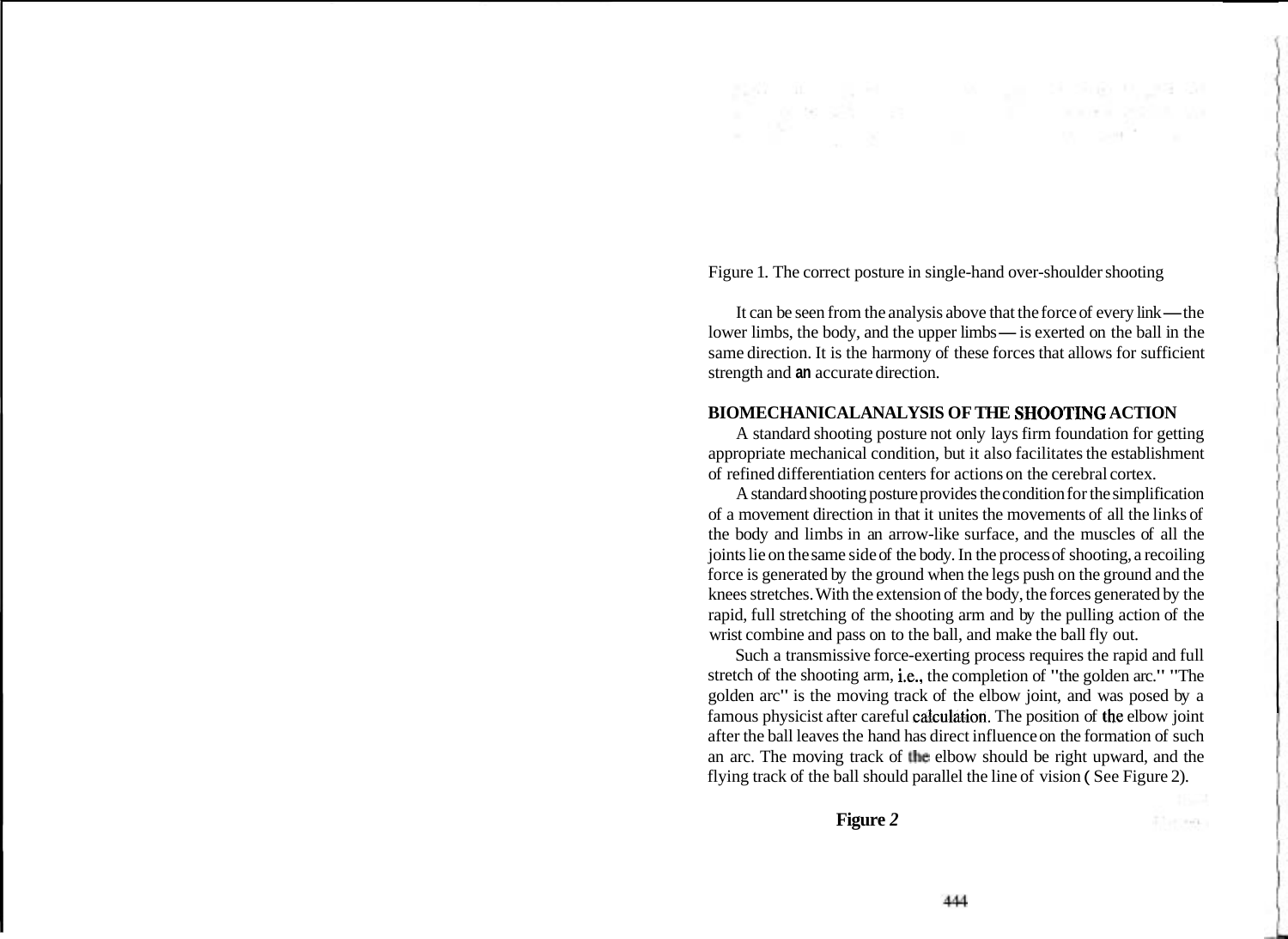Figure 1. The correct posture in single-hand over-shoulder shooting

It can be seen from the analysis above that the force of every link — the lower limbs, the body, and the upper limbs — is exerted on the ball in the same direction. It is the harmony of these forces that allows for sufficient strength and an accurate direction.

## BIOMECHANICALANALYSIS OF THE SHOOTING ACTION

A standard shooting posture not only lays firm foundation for getting appropriate mechanical condition, but it also facilitates the establishment of refined differentiation centers for actions on the cerebral cortex.

A standard shooting posture provides the condition for the simplification of a movement direction in that it unites the movements of all the links of the body and limbs in an arrow-like surface, and the muscles of all the joints lie on the same side of the body. In the process of shooting, a recoiling force is generated by the ground when the legs push on the ground and the knees stretches. With the extension of the body, the forces generated by the rapid, full stretching of the shooting arm and by the pulling action of the wrist combine and pass on to the ball, and make the ball fly out.

Such a transmissive force-exerting process requires the rapid and full stretch of the shooting arm, i.e., the completion of "the golden arc." "The golden arc" is the moving track of the elbow joint, and was posed by a famous physicist after careful calculation. The position of the elbow joint after the ball leaves the hand has direct influence on the formation of such an arc. The moving track of the elbow should be right upward, and the flying track of the ball should parallel the line of vision ( See Figure 2).

**Figure *2***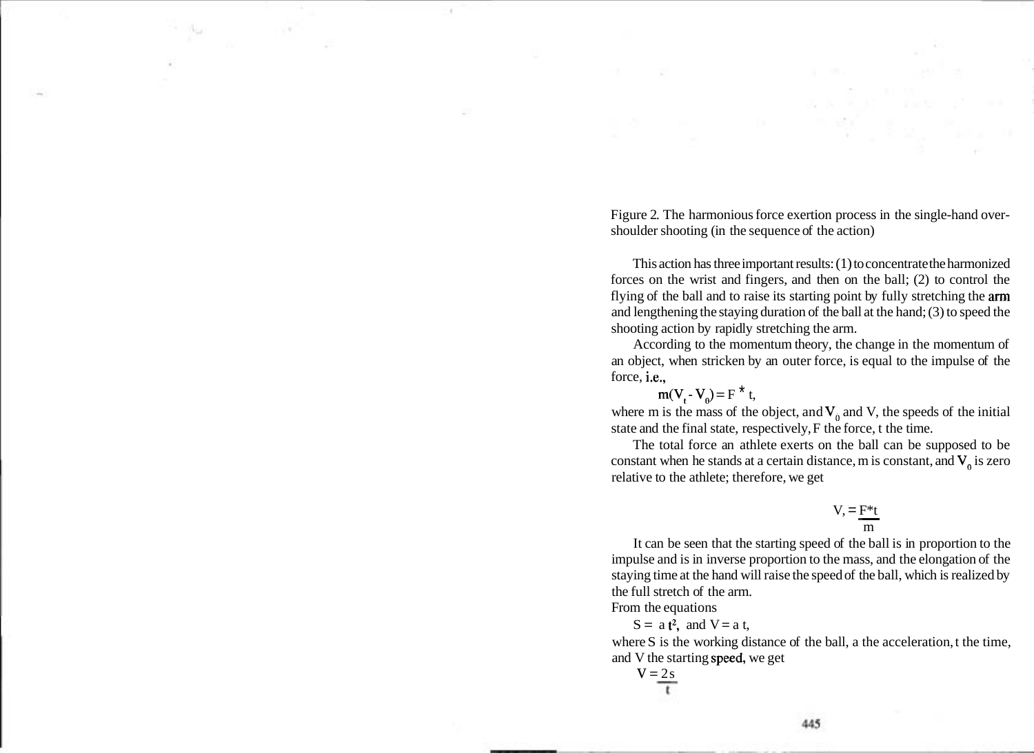Figure 2. The harmonious force exertion process in the single-hand over-shoulder shooting (in the sequence of the action)

This action has three important results: (1) to concentrate the harmonized forces on the wrist and fingers, and then on the ball; (2) to control the flying of the ball and to raise its starting point by fully stretching the arm and lengthening the staying duration of the ball at the hand; (3) to speed the shooting action by rapidly stretching the arm.

According to the momentum theory, the change in the momentum of an object, when stricken by an outer force, is equal to the impulse of the force, i.e.,

$$m(V_t - V_0) = F * t,$$

where m is the mass of the object, and $V_0$ and V, the speeds of the initial state and the final state, respectively, F the force, t the time.

The total force an athlete exerts on the ball can be supposed to be constant when he stands at a certain distance, m is constant, and $V_0$ is zero relative to the athlete; therefore, we get

$$V_t = \frac{F*t}{m}$$

It can be seen that the starting speed of the ball is in proportion to the impulse and is in inverse proportion to the mass, and the elongation of the staying time at the hand will raise the speed of the ball, which is realized by the full stretch of the arm.

From the equations

$$S = a t^2, \text{ and } V = a t,$$

where S is the working distance of the ball, a the acceleration, t the time, and V the starting speed, we get

$$V = \frac{2s}{t}$$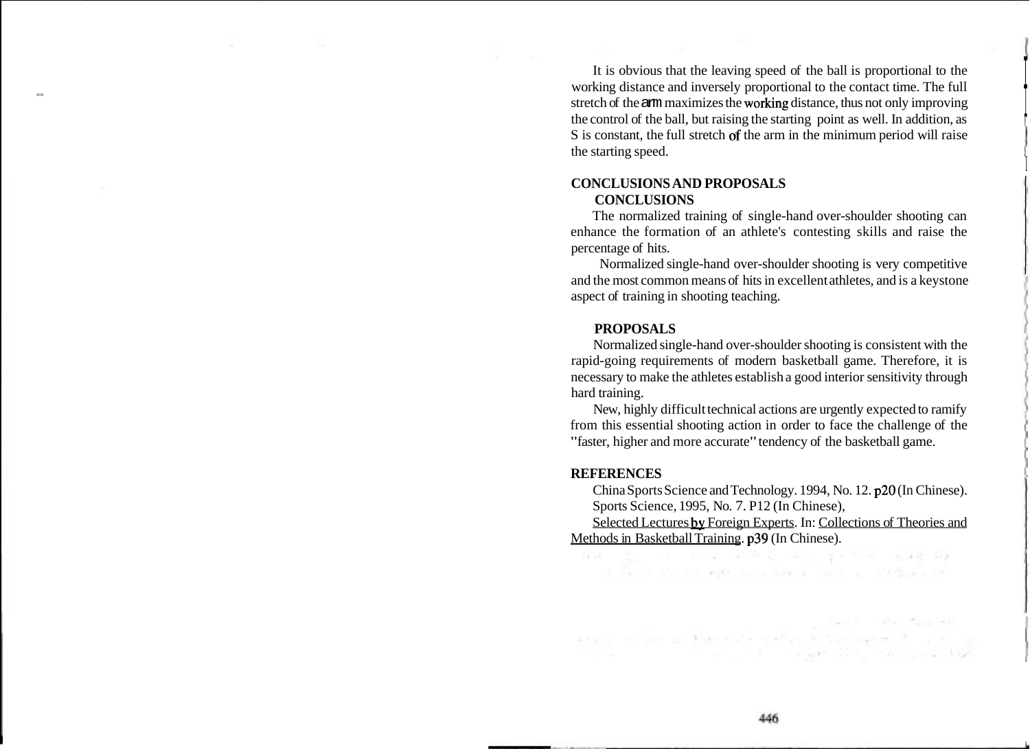It is obvious that the leaving speed of the ball is proportional to the working distance and inversely proportional to the contact time. The full stretch of the arm maximizes the working distance, thus not only improving the control of the ball, but raising the starting point as well. In addition, as S is constant, the full stretch of the arm in the minimum period will raise the starting speed.

## CONCLUSIONS AND PROPOSALS

### CONCLUSIONS

The normalized training of single-hand over-shoulder shooting can enhance the formation of an athlete's contesting skills and raise the percentage of hits.

Normalized single-hand over-shoulder shooting is very competitive and the most common means of hits in excellent athletes, and is a keystone aspect of training in shooting teaching.

### PROPOSALS

Normalized single-hand over-shoulder shooting is consistent with the rapid-going requirements of modern basketball game. Therefore, it is necessary to make the athletes establish a good interior sensitivity through hard training.

New, highly difficult technical actions are urgently expected to ramify from this essential shooting action in order to face the challenge of the "faster, higher and more accurate" tendency of the basketball game.

## REFERENCES

China Sports Science and Technology. 1994, No. 12. p20 (In Chinese).

Sports Science, 1995, No. 7. P12 (In Chinese),

Selected Lectures by Foreign Experts. In: Collections of Theories and Methods in Basketball Training. p39 (In Chinese).